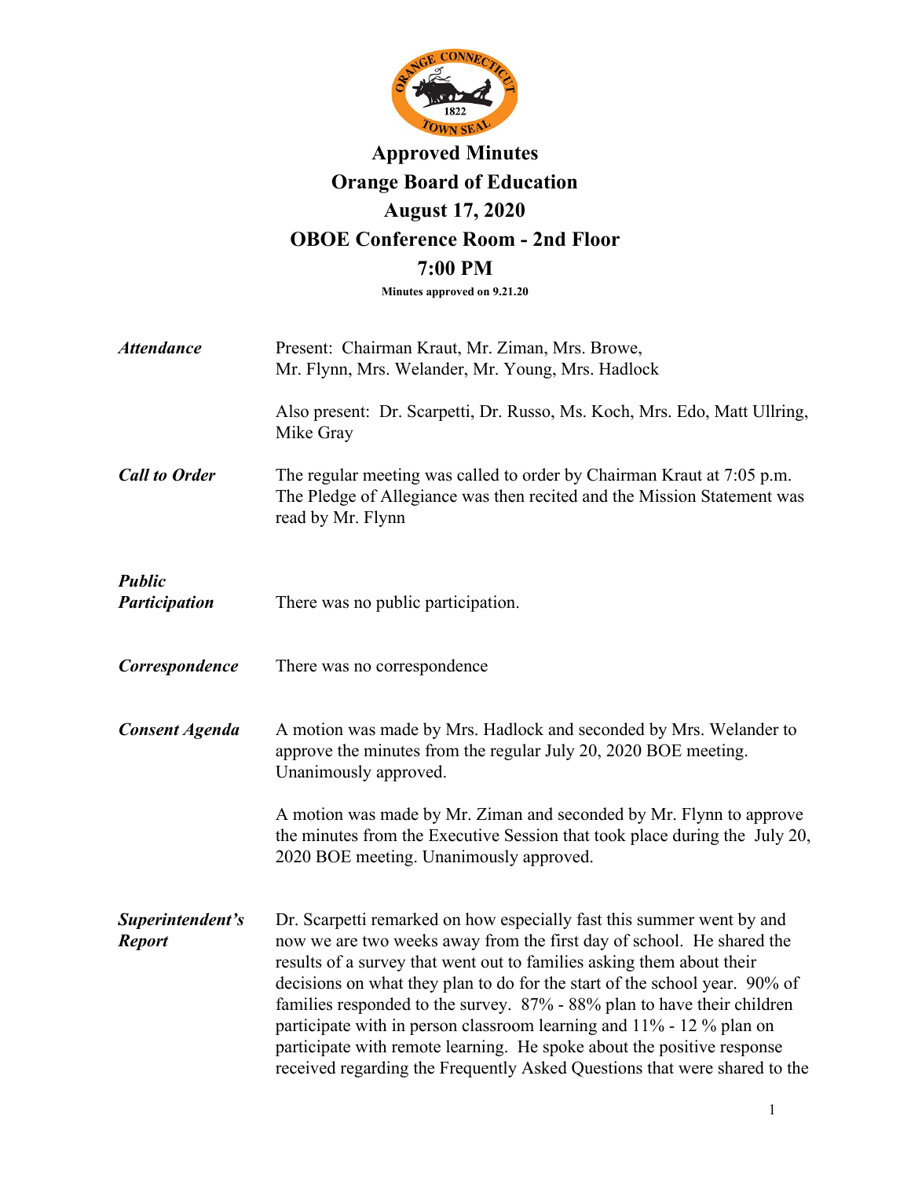# Approved Minutes
# Orange Board of Education
## August 17, 2020
## OBOE Conference Room - 2nd Floor
## 7:00 PM

**Minutes approved on 9.21.20**

***Attendance***

Present: Chairman Kraut, Mr. Ziman, Mrs. Browe, Mr. Flynn, Mrs. Welander, Mr. Young, Mrs. Hadlock

Also present: Dr. Scarpetti, Dr. Russo, Ms. Koch, Mrs. Edo, Matt Ullring, Mike Gray

***Call to Order***

The regular meeting was called to order by Chairman Kraut at 7:05 p.m. The Pledge of Allegiance was then recited and the Mission Statement was read by Mr. Flynn

***Public Participation***

There was no public participation.

***Correspondence***

There was no correspondence

***Consent Agenda***

A motion was made by Mrs. Hadlock and seconded by Mrs. Welander to approve the minutes from the regular July 20, 2020 BOE meeting. Unanimously approved.

A motion was made by Mr. Ziman and seconded by Mr. Flynn to approve the minutes from the Executive Session that took place during the July 20, 2020 BOE meeting. Unanimously approved.

***Superintendent's Report***

Dr. Scarpetti remarked on how especially fast this summer went by and now we are two weeks away from the first day of school. He shared the results of a survey that went out to families asking them about their decisions on what they plan to do for the start of the school year. 90% of families responded to the survey. 87% - 88% plan to have their children participate with in person classroom learning and 11% - 12 % plan on participate with remote learning. He spoke about the positive response received regarding the Frequently Asked Questions that were shared to the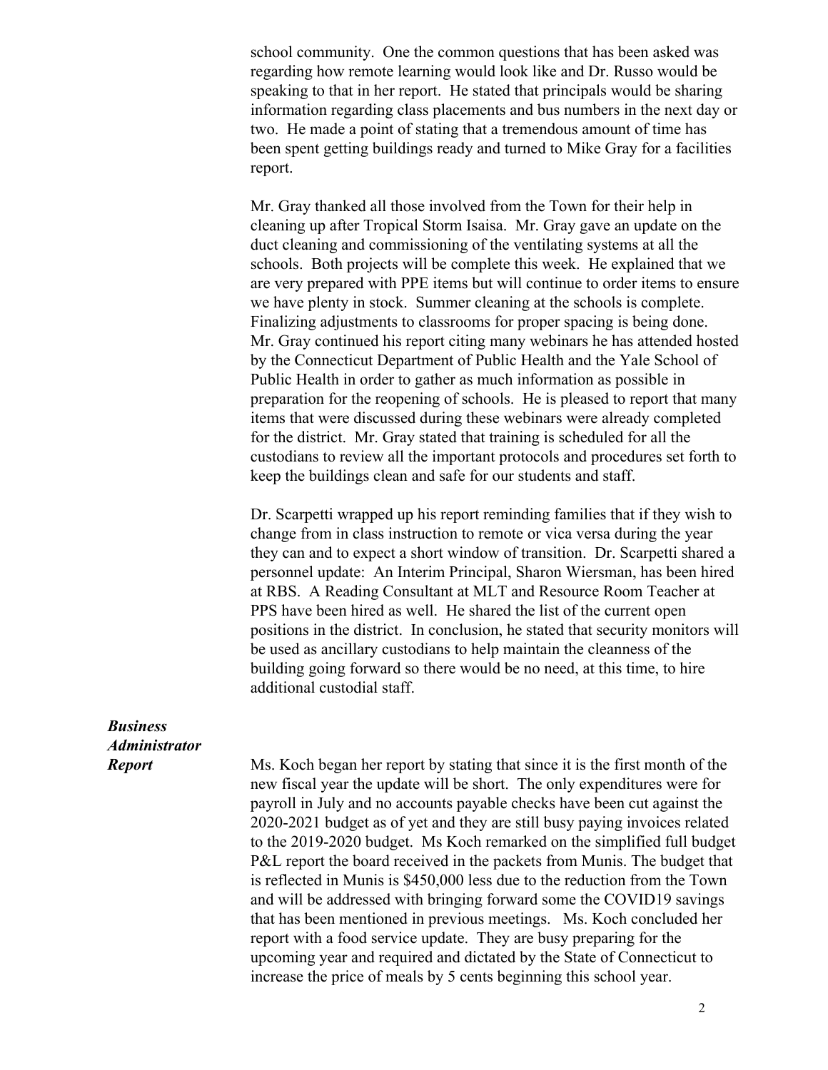school community. One the common questions that has been asked was regarding how remote learning would look like and Dr. Russo would be speaking to that in her report. He stated that principals would be sharing information regarding class placements and bus numbers in the next day or two. He made a point of stating that a tremendous amount of time has been spent getting buildings ready and turned to Mike Gray for a facilities report.

Mr. Gray thanked all those involved from the Town for their help in cleaning up after Tropical Storm Isaisa. Mr. Gray gave an update on the duct cleaning and commissioning of the ventilating systems at all the schools. Both projects will be complete this week. He explained that we are very prepared with PPE items but will continue to order items to ensure we have plenty in stock. Summer cleaning at the schools is complete. Finalizing adjustments to classrooms for proper spacing is being done. Mr. Gray continued his report citing many webinars he has attended hosted by the Connecticut Department of Public Health and the Yale School of Public Health in order to gather as much information as possible in preparation for the reopening of schools. He is pleased to report that many items that were discussed during these webinars were already completed for the district. Mr. Gray stated that training is scheduled for all the custodians to review all the important protocols and procedures set forth to keep the buildings clean and safe for our students and staff.

Dr. Scarpetti wrapped up his report reminding families that if they wish to change from in class instruction to remote or vica versa during the year they can and to expect a short window of transition. Dr. Scarpetti shared a personnel update: An Interim Principal, Sharon Wiersman, has been hired at RBS. A Reading Consultant at MLT and Resource Room Teacher at PPS have been hired as well. He shared the list of the current open positions in the district. In conclusion, he stated that security monitors will be used as ancillary custodians to help maintain the cleanness of the building going forward so there would be no need, at this time, to hire additional custodial staff.

***Business Administrator Report***

Ms. Koch began her report by stating that since it is the first month of the new fiscal year the update will be short. The only expenditures were for payroll in July and no accounts payable checks have been cut against the 2020-2021 budget as of yet and they are still busy paying invoices related to the 2019-2020 budget. Ms Koch remarked on the simplified full budget P&L report the board received in the packets from Munis. The budget that is reflected in Munis is $450,000 less due to the reduction from the Town and will be addressed with bringing forward some the COVID19 savings that has been mentioned in previous meetings. Ms. Koch concluded her report with a food service update. They are busy preparing for the upcoming year and required and dictated by the State of Connecticut to increase the price of meals by 5 cents beginning this school year.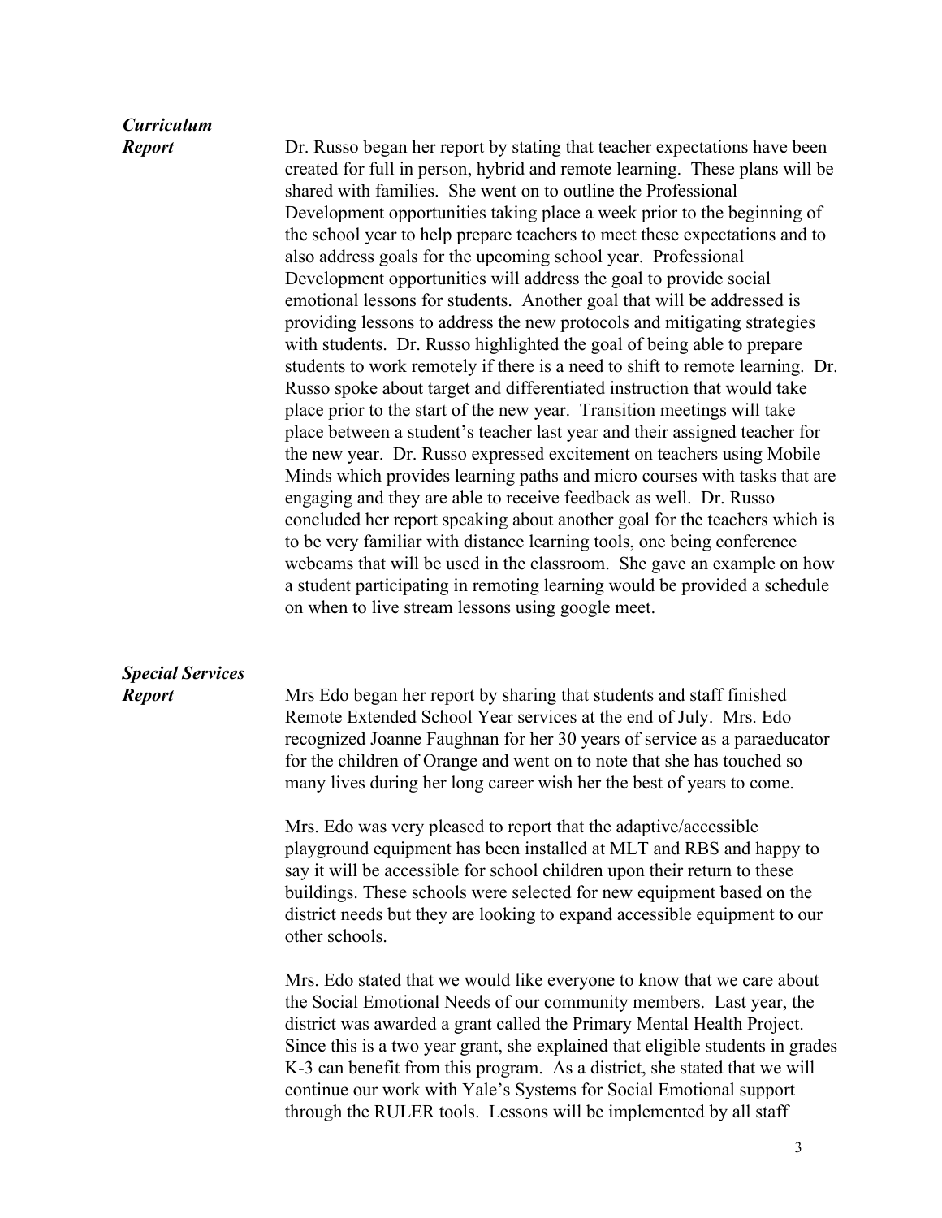***Curriculum Report***

Dr. Russo began her report by stating that teacher expectations have been created for full in person, hybrid and remote learning. These plans will be shared with families. She went on to outline the Professional Development opportunities taking place a week prior to the beginning of the school year to help prepare teachers to meet these expectations and to also address goals for the upcoming school year. Professional Development opportunities will address the goal to provide social emotional lessons for students. Another goal that will be addressed is providing lessons to address the new protocols and mitigating strategies with students. Dr. Russo highlighted the goal of being able to prepare students to work remotely if there is a need to shift to remote learning. Dr. Russo spoke about target and differentiated instruction that would take place prior to the start of the new year. Transition meetings will take place between a student's teacher last year and their assigned teacher for the new year. Dr. Russo expressed excitement on teachers using Mobile Minds which provides learning paths and micro courses with tasks that are engaging and they are able to receive feedback as well. Dr. Russo concluded her report speaking about another goal for the teachers which is to be very familiar with distance learning tools, one being conference webcams that will be used in the classroom. She gave an example on how a student participating in remoting learning would be provided a schedule on when to live stream lessons using google meet.

***Special Services Report***

Mrs Edo began her report by sharing that students and staff finished Remote Extended School Year services at the end of July. Mrs. Edo recognized Joanne Faughnan for her 30 years of service as a paraeducator for the children of Orange and went on to note that she has touched so many lives during her long career wish her the best of years to come.

Mrs. Edo was very pleased to report that the adaptive/accessible playground equipment has been installed at MLT and RBS and happy to say it will be accessible for school children upon their return to these buildings. These schools were selected for new equipment based on the district needs but they are looking to expand accessible equipment to our other schools.

Mrs. Edo stated that we would like everyone to know that we care about the Social Emotional Needs of our community members. Last year, the district was awarded a grant called the Primary Mental Health Project. Since this is a two year grant, she explained that eligible students in grades K-3 can benefit from this program. As a district, she stated that we will continue our work with Yale's Systems for Social Emotional support through the RULER tools. Lessons will be implemented by all staff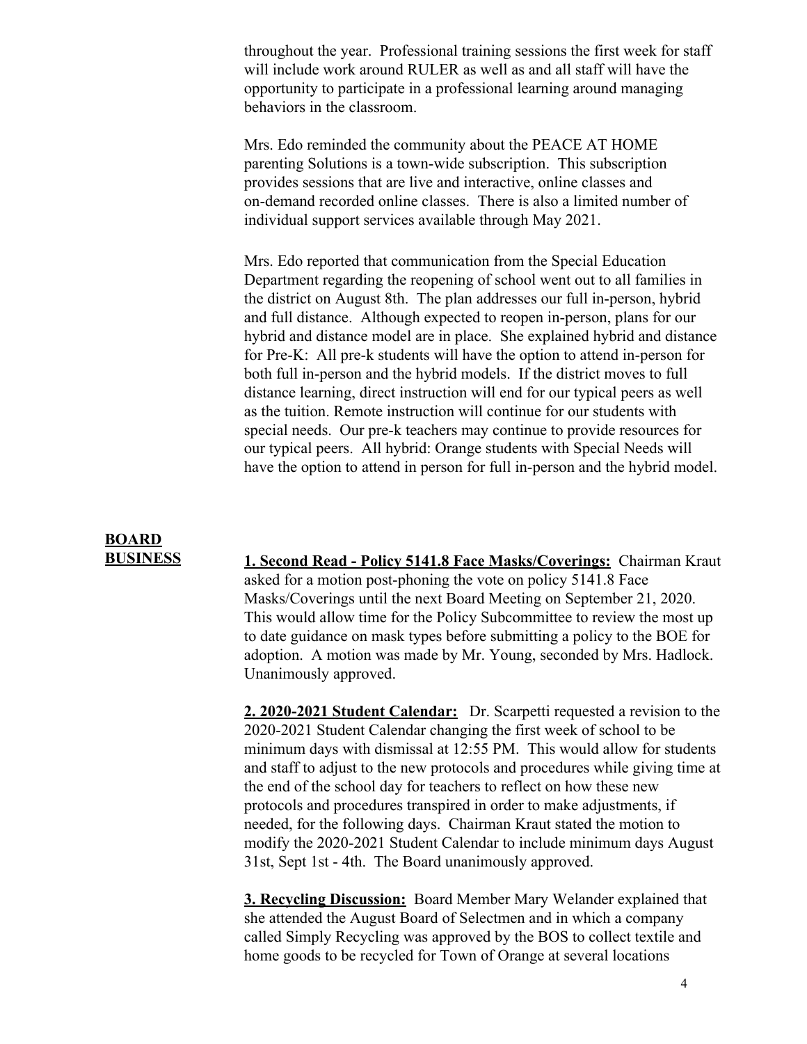throughout the year. Professional training sessions the first week for staff will include work around RULER as well as and all staff will have the opportunity to participate in a professional learning around managing behaviors in the classroom.

Mrs. Edo reminded the community about the PEACE AT HOME parenting Solutions is a town-wide subscription. This subscription provides sessions that are live and interactive, online classes and on-demand recorded online classes. There is also a limited number of individual support services available through May 2021.

Mrs. Edo reported that communication from the Special Education Department regarding the reopening of school went out to all families in the district on August 8th. The plan addresses our full in-person, hybrid and full distance. Although expected to reopen in-person, plans for our hybrid and distance model are in place. She explained hybrid and distance for Pre-K: All pre-k students will have the option to attend in-person for both full in-person and the hybrid models. If the district moves to full distance learning, direct instruction will end for our typical peers as well as the tuition. Remote instruction will continue for our students with special needs. Our pre-k teachers may continue to provide resources for our typical peers. All hybrid: Orange students with Special Needs will have the option to attend in person for full in-person and the hybrid model.

## BOARD BUSINESS

**1. Second Read - Policy 5141.8 Face Masks/Coverings:** Chairman Kraut asked for a motion post-phoning the vote on policy 5141.8 Face Masks/Coverings until the next Board Meeting on September 21, 2020. This would allow time for the Policy Subcommittee to review the most up to date guidance on mask types before submitting a policy to the BOE for adoption. A motion was made by Mr. Young, seconded by Mrs. Hadlock. Unanimously approved.

**2. 2020-2021 Student Calendar:** Dr. Scarpetti requested a revision to the 2020-2021 Student Calendar changing the first week of school to be minimum days with dismissal at 12:55 PM. This would allow for students and staff to adjust to the new protocols and procedures while giving time at the end of the school day for teachers to reflect on how these new protocols and procedures transpired in order to make adjustments, if needed, for the following days. Chairman Kraut stated the motion to modify the 2020-2021 Student Calendar to include minimum days August 31st, Sept 1st - 4th. The Board unanimously approved.

**3. Recycling Discussion:** Board Member Mary Welander explained that she attended the August Board of Selectmen and in which a company called Simply Recycling was approved by the BOS to collect textile and home goods to be recycled for Town of Orange at several locations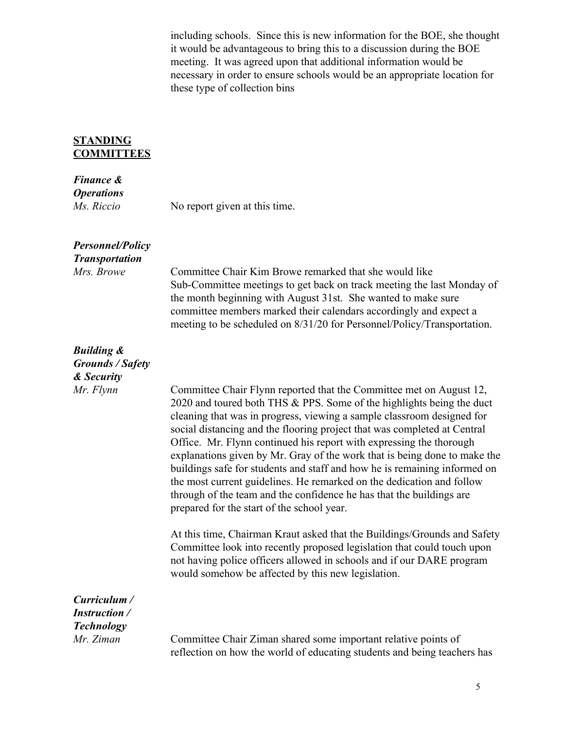including schools. Since this is new information for the BOE, she thought it would be advantageous to bring this to a discussion during the BOE meeting. It was agreed upon that additional information would be necessary in order to ensure schools would be an appropriate location for these type of collection bins

## STANDING COMMITTEES

***Finance & Operations***
*Ms. Riccio*

No report given at this time.

***Personnel/Policy Transportation***
*Mrs. Browe*

Committee Chair Kim Browe remarked that she would like Sub-Committee meetings to get back on track meeting the last Monday of the month beginning with August 31st. She wanted to make sure committee members marked their calendars accordingly and expect a meeting to be scheduled on 8/31/20 for Personnel/Policy/Transportation.

***Building & Grounds / Safety & Security***
*Mr. Flynn*

Committee Chair Flynn reported that the Committee met on August 12, 2020 and toured both THS & PPS. Some of the highlights being the duct cleaning that was in progress, viewing a sample classroom designed for social distancing and the flooring project that was completed at Central Office. Mr. Flynn continued his report with expressing the thorough explanations given by Mr. Gray of the work that is being done to make the buildings safe for students and staff and how he is remaining informed on the most current guidelines. He remarked on the dedication and follow through of the team and the confidence he has that the buildings are prepared for the start of the school year.

At this time, Chairman Kraut asked that the Buildings/Grounds and Safety Committee look into recently proposed legislation that could touch upon not having police officers allowed in schools and if our DARE program would somehow be affected by this new legislation.

***Curriculum / Instruction / Technology***
*Mr. Ziman*

Committee Chair Ziman shared some important relative points of reflection on how the world of educating students and being teachers has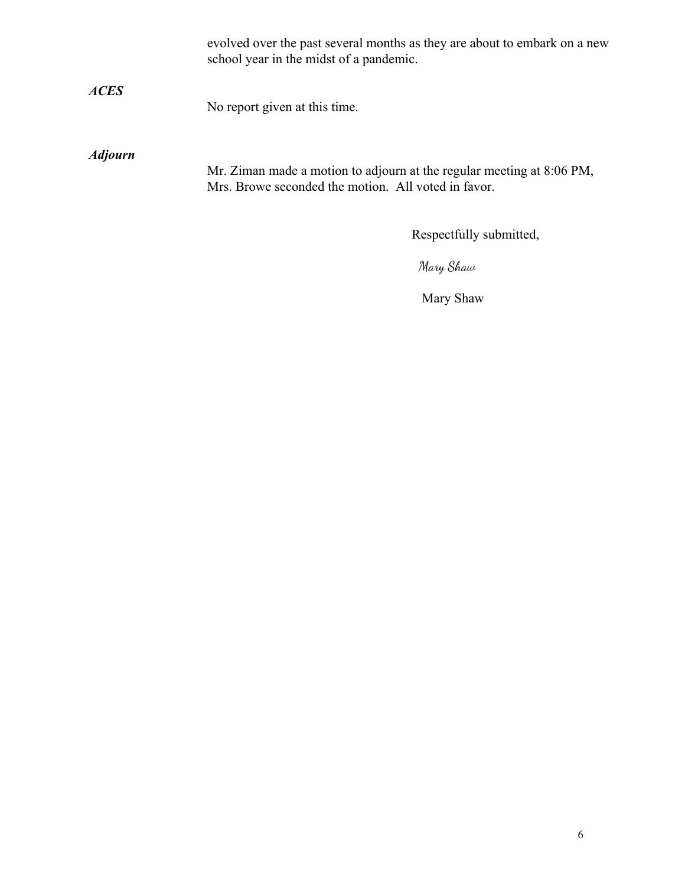evolved over the past several months as they are about to embark on a new school year in the midst of a pandemic.

***ACES***

No report given at this time.

***Adjourn***

Mr. Ziman made a motion to adjourn at the regular meeting at 8:06 PM, Mrs. Browe seconded the motion. All voted in favor.

Respectfully submitted,

*Mary Shaw*

Mary Shaw